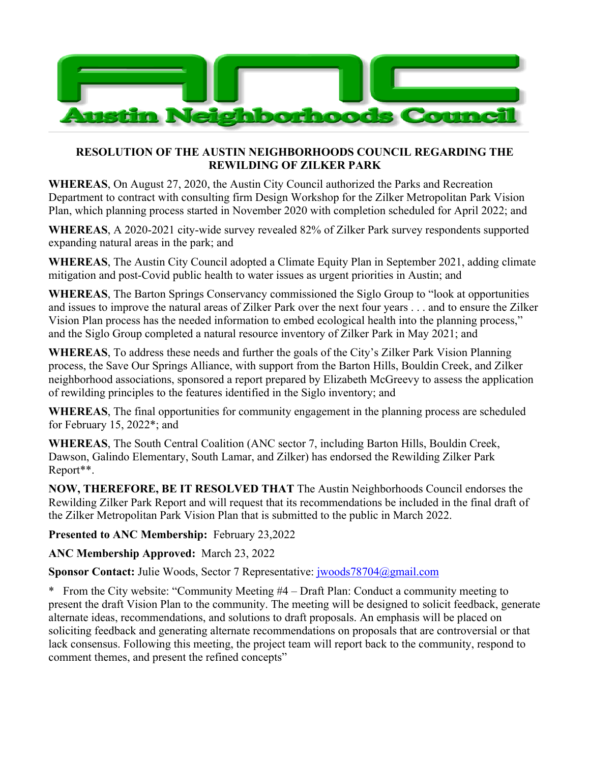# Austin Neighborhoods Council

## RESOLUTION OF THE AUSTIN NEIGHBORHOODS COUNCIL REGARDING THE REWILDING OF ZILKER PARK

**WHEREAS**, On August 27, 2020, the Austin City Council authorized the Parks and Recreation Department to contract with consulting firm Design Workshop for the Zilker Metropolitan Park Vision Plan, which planning process started in November 2020 with completion scheduled for April 2022; and

**WHEREAS**, A 2020-2021 city-wide survey revealed 82% of Zilker Park survey respondents supported expanding natural areas in the park; and

**WHEREAS**, The Austin City Council adopted a Climate Equity Plan in September 2021, adding climate mitigation and post-Covid public health to water issues as urgent priorities in Austin; and

**WHEREAS**, The Barton Springs Conservancy commissioned the Siglo Group to "look at opportunities and issues to improve the natural areas of Zilker Park over the next four years . . . and to ensure the Zilker Vision Plan process has the needed information to embed ecological health into the planning process," and the Siglo Group completed a natural resource inventory of Zilker Park in May 2021; and

**WHEREAS**, To address these needs and further the goals of the City's Zilker Park Vision Planning process, the Save Our Springs Alliance, with support from the Barton Hills, Bouldin Creek, and Zilker neighborhood associations, sponsored a report prepared by Elizabeth McGreevy to assess the application of rewilding principles to the features identified in the Siglo inventory; and

**WHEREAS**, The final opportunities for community engagement in the planning process are scheduled for February 15, 2022*; and

**WHEREAS**, The South Central Coalition (ANC sector 7, including Barton Hills, Bouldin Creek, Dawson, Galindo Elementary, South Lamar, and Zilker) has endorsed the Rewilding Zilker Park Report**.

**NOW, THEREFORE, BE IT RESOLVED THAT** The Austin Neighborhoods Council endorses the Rewilding Zilker Park Report and will request that its recommendations be included in the final draft of the Zilker Metropolitan Park Vision Plan that is submitted to the public in March 2022.

**Presented to ANC Membership:** February 23,2022

**ANC Membership Approved:** March 23, 2022

**Sponsor Contact:** Julie Woods, Sector 7 Representative: jwoods78704@gmail.com

\* From the City website: "Community Meeting #4 – Draft Plan: Conduct a community meeting to present the draft Vision Plan to the community. The meeting will be designed to solicit feedback, generate alternate ideas, recommendations, and solutions to draft proposals. An emphasis will be placed on soliciting feedback and generating alternate recommendations on proposals that are controversial or that lack consensus. Following this meeting, the project team will report back to the community, respond to comment themes, and present the refined concepts"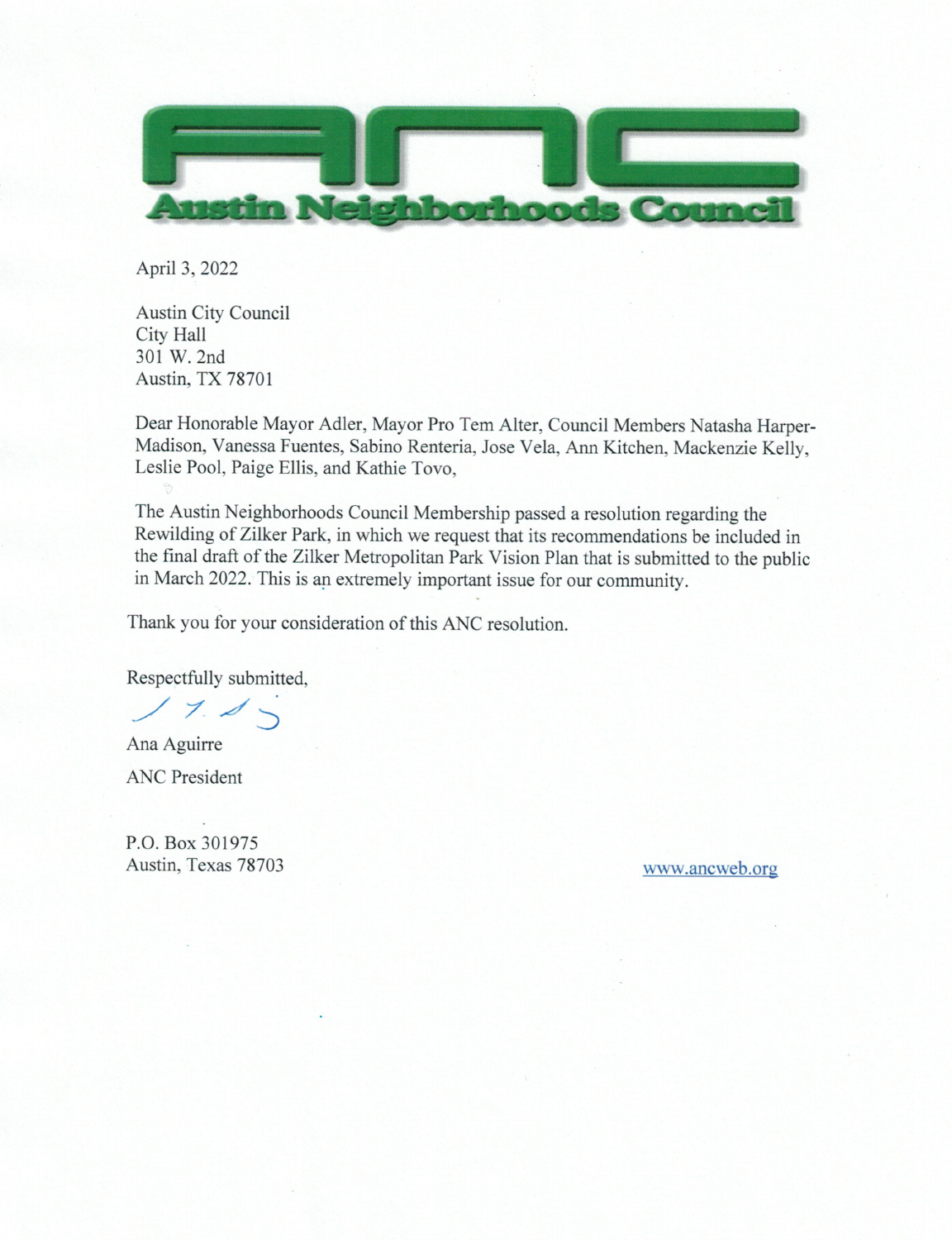# ANC

## Austin Neighborhoods Council

April 3, 2022

Austin City Council
City Hall
301 W. 2nd
Austin, TX 78701

Dear Honorable Mayor Adler, Mayor Pro Tem Alter, Council Members Natasha Harper-Madison, Vanessa Fuentes, Sabino Renteria, Jose Vela, Ann Kitchen, Mackenzie Kelly, Leslie Pool, Paige Ellis, and Kathie Tovo,

The Austin Neighborhoods Council Membership passed a resolution regarding the Rewilding of Zilker Park, in which we request that its recommendations be included in the final draft of the Zilker Metropolitan Park Vision Plan that is submitted to the public in March 2022. This is an extremely important issue for our community.

Thank you for your consideration of this ANC resolution.

Respectfully submitted,

Ana Aguirre
ANC President

P.O. Box 301975
Austin, Texas 78703

www.ancweb.org